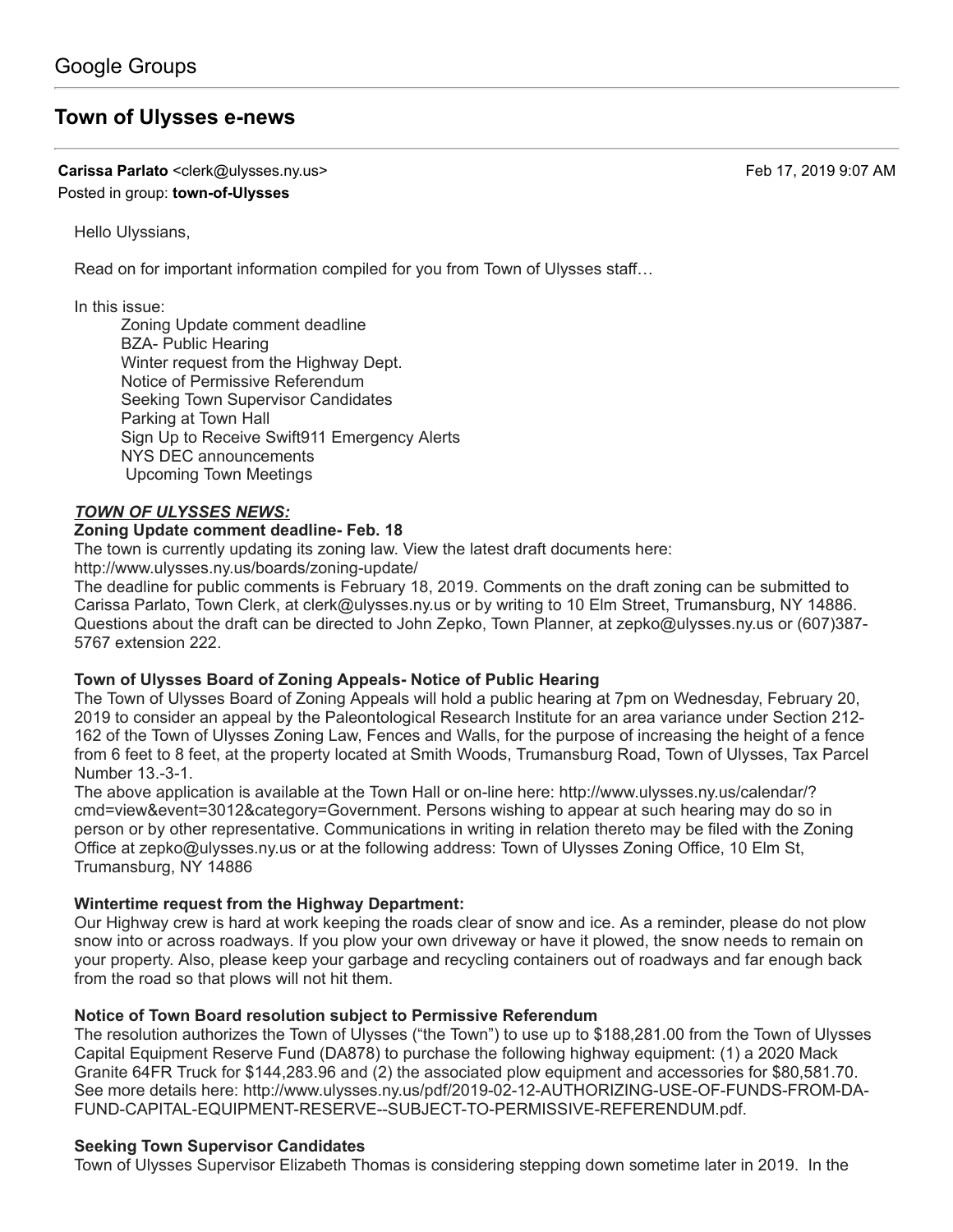Google Groups

# Town of Ulysses e-news

**Carissa Parlato** <clerk@ulysses.ny.us> Feb 17, 2019 9:07 AM
Posted in group: **town-of-Ulysses**

Hello Ulyssians,

Read on for important information compiled for you from Town of Ulysses staff…

In this issue:

- Zoning Update comment deadline
- BZA- Public Hearing
- Winter request from the Highway Dept.
- Notice of Permissive Referendum
- Seeking Town Supervisor Candidates
- Parking at Town Hall
- Sign Up to Receive Swift911 Emergency Alerts
- NYS DEC announcements
- Upcoming Town Meetings

***TOWN OF ULYSSES NEWS:***

**Zoning Update comment deadline- Feb. 18**

The town is currently updating its zoning law. View the latest draft documents here: http://www.ulysses.ny.us/boards/zoning-update/

The deadline for public comments is February 18, 2019. Comments on the draft zoning can be submitted to Carissa Parlato, Town Clerk, at clerk@ulysses.ny.us or by writing to 10 Elm Street, Trumansburg, NY 14886. Questions about the draft can be directed to John Zepko, Town Planner, at zepko@ulysses.ny.us or (607)387-5767 extension 222.

**Town of Ulysses Board of Zoning Appeals- Notice of Public Hearing**

The Town of Ulysses Board of Zoning Appeals will hold a public hearing at 7pm on Wednesday, February 20, 2019 to consider an appeal by the Paleontological Research Institute for an area variance under Section 212-162 of the Town of Ulysses Zoning Law, Fences and Walls, for the purpose of increasing the height of a fence from 6 feet to 8 feet, at the property located at Smith Woods, Trumansburg Road, Town of Ulysses, Tax Parcel Number 13.-3-1.

The above application is available at the Town Hall or on-line here: http://www.ulysses.ny.us/calendar/?cmd=view&event=3012&category=Government. Persons wishing to appear at such hearing may do so in person or by other representative. Communications in writing in relation thereto may be filed with the Zoning Office at zepko@ulysses.ny.us or at the following address: Town of Ulysses Zoning Office, 10 Elm St, Trumansburg, NY 14886

**Wintertime request from the Highway Department:**

Our Highway crew is hard at work keeping the roads clear of snow and ice. As a reminder, please do not plow snow into or across roadways. If you plow your own driveway or have it plowed, the snow needs to remain on your property. Also, please keep your garbage and recycling containers out of roadways and far enough back from the road so that plows will not hit them.

**Notice of Town Board resolution subject to Permissive Referendum**

The resolution authorizes the Town of Ulysses ("the Town") to use up to $188,281.00 from the Town of Ulysses Capital Equipment Reserve Fund (DA878) to purchase the following highway equipment: (1) a 2020 Mack Granite 64FR Truck for $144,283.96 and (2) the associated plow equipment and accessories for $80,581.70. See more details here: http://www.ulysses.ny.us/pdf/2019-02-12-AUTHORIZING-USE-OF-FUNDS-FROM-DA-FUND-CAPITAL-EQUIPMENT-RESERVE--SUBJECT-TO-PERMISSIVE-REFERENDUM.pdf.

**Seeking Town Supervisor Candidates**

Town of Ulysses Supervisor Elizabeth Thomas is considering stepping down sometime later in 2019. In the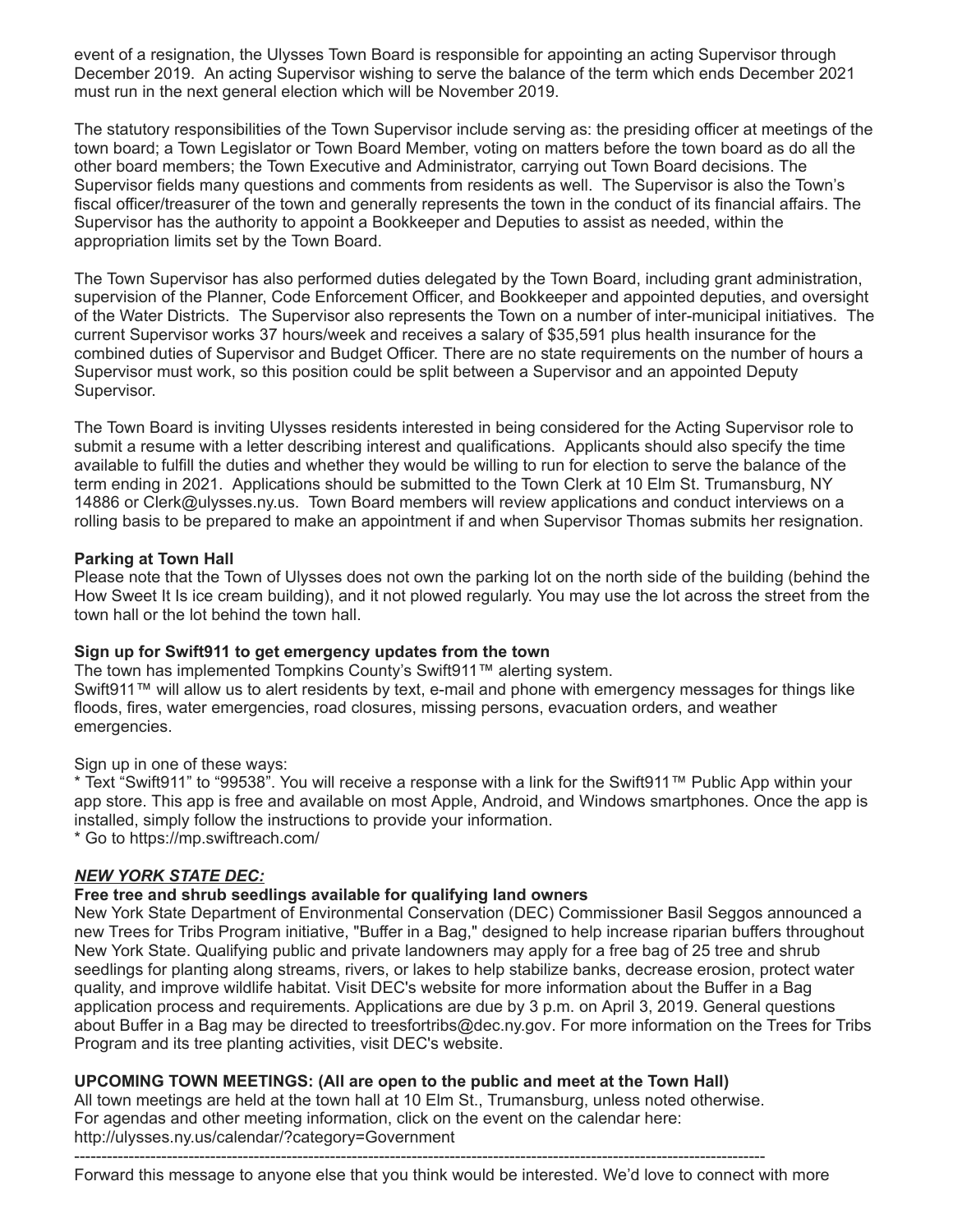event of a resignation, the Ulysses Town Board is responsible for appointing an acting Supervisor through December 2019. An acting Supervisor wishing to serve the balance of the term which ends December 2021 must run in the next general election which will be November 2019.

The statutory responsibilities of the Town Supervisor include serving as: the presiding officer at meetings of the town board; a Town Legislator or Town Board Member, voting on matters before the town board as do all the other board members; the Town Executive and Administrator, carrying out Town Board decisions. The Supervisor fields many questions and comments from residents as well. The Supervisor is also the Town's fiscal officer/treasurer of the town and generally represents the town in the conduct of its financial affairs. The Supervisor has the authority to appoint a Bookkeeper and Deputies to assist as needed, within the appropriation limits set by the Town Board.

The Town Supervisor has also performed duties delegated by the Town Board, including grant administration, supervision of the Planner, Code Enforcement Officer, and Bookkeeper and appointed deputies, and oversight of the Water Districts. The Supervisor also represents the Town on a number of inter-municipal initiatives. The current Supervisor works 37 hours/week and receives a salary of $35,591 plus health insurance for the combined duties of Supervisor and Budget Officer. There are no state requirements on the number of hours a Supervisor must work, so this position could be split between a Supervisor and an appointed Deputy Supervisor.

The Town Board is inviting Ulysses residents interested in being considered for the Acting Supervisor role to submit a resume with a letter describing interest and qualifications. Applicants should also specify the time available to fulfill the duties and whether they would be willing to run for election to serve the balance of the term ending in 2021. Applications should be submitted to the Town Clerk at 10 Elm St. Trumansburg, NY 14886 or Clerk@ulysses.ny.us. Town Board members will review applications and conduct interviews on a rolling basis to be prepared to make an appointment if and when Supervisor Thomas submits her resignation.

**Parking at Town Hall**

Please note that the Town of Ulysses does not own the parking lot on the north side of the building (behind the How Sweet It Is ice cream building), and it not plowed regularly. You may use the lot across the street from the town hall or the lot behind the town hall.

**Sign up for Swift911 to get emergency updates from the town**

The town has implemented Tompkins County's Swift911™ alerting system.
Swift911™ will allow us to alert residents by text, e-mail and phone with emergency messages for things like floods, fires, water emergencies, road closures, missing persons, evacuation orders, and weather emergencies.

Sign up in one of these ways:

* Text "Swift911" to "99538". You will receive a response with a link for the Swift911™ Public App within your app store. This app is free and available on most Apple, Android, and Windows smartphones. Once the app is installed, simply follow the instructions to provide your information.
* Go to https://mp.swiftreach.com/

***NEW YORK STATE DEC:***

**Free tree and shrub seedlings available for qualifying land owners**

New York State Department of Environmental Conservation (DEC) Commissioner Basil Seggos announced a new Trees for Tribs Program initiative, "Buffer in a Bag," designed to help increase riparian buffers throughout New York State. Qualifying public and private landowners may apply for a free bag of 25 tree and shrub seedlings for planting along streams, rivers, or lakes to help stabilize banks, decrease erosion, protect water quality, and improve wildlife habitat. Visit DEC's website for more information about the Buffer in a Bag application process and requirements. Applications are due by 3 p.m. on April 3, 2019. General questions about Buffer in a Bag may be directed to treesfortribs@dec.ny.gov. For more information on the Trees for Tribs Program and its tree planting activities, visit DEC's website.

**UPCOMING TOWN MEETINGS: (All are open to the public and meet at the Town Hall)**

All town meetings are held at the town hall at 10 Elm St., Trumansburg, unless noted otherwise.
For agendas and other meeting information, click on the event on the calendar here:
http://ulysses.ny.us/calendar/?category=Government

---

Forward this message to anyone else that you think would be interested. We'd love to connect with more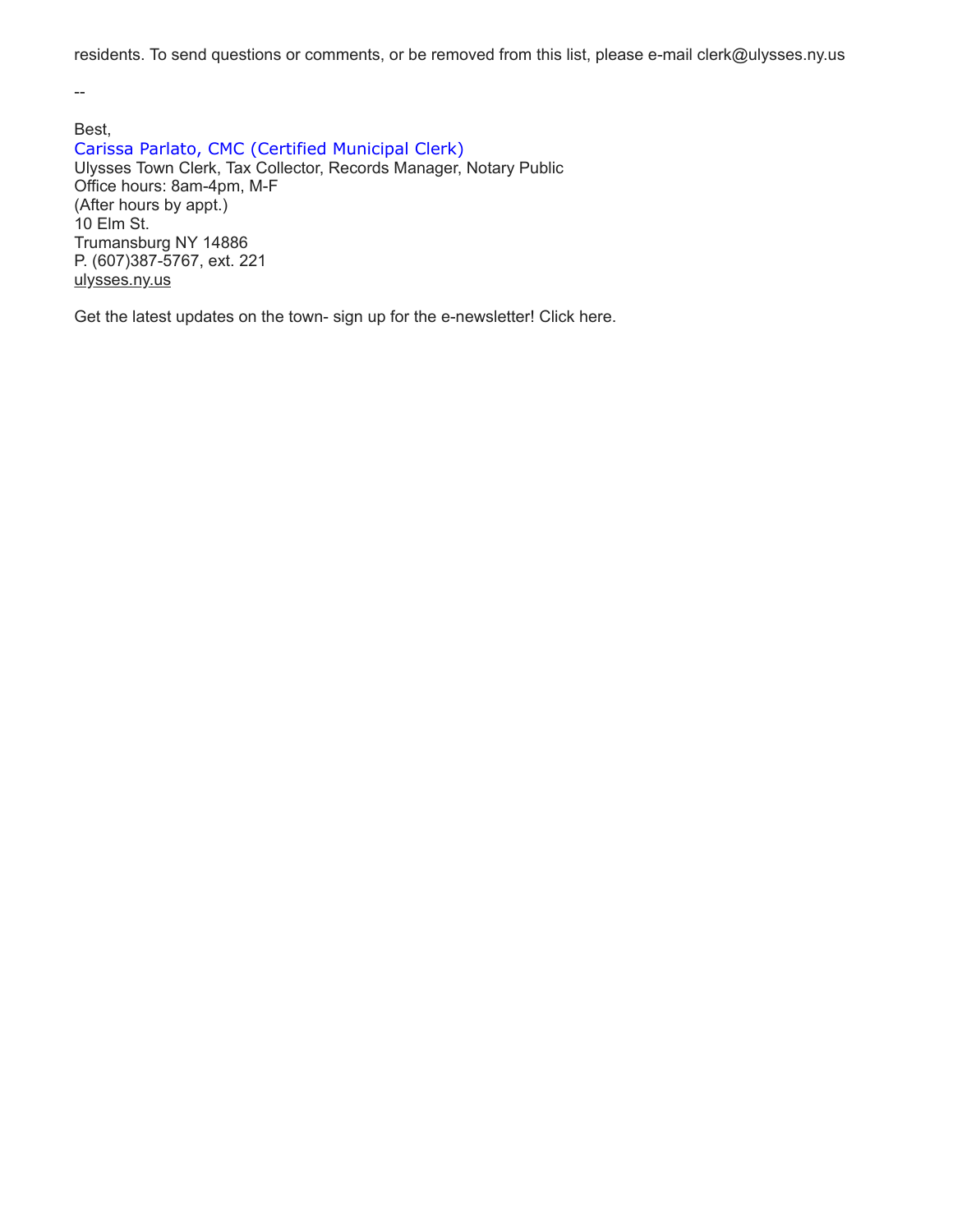residents. To send questions or comments, or be removed from this list, please e-mail clerk@ulysses.ny.us

--

Best,
Carissa Parlato, CMC (Certified Municipal Clerk)
Ulysses Town Clerk, Tax Collector, Records Manager, Notary Public
Office hours: 8am-4pm, M-F
(After hours by appt.)
10 Elm St.
Trumansburg NY 14886
P. (607)387-5767, ext. 221
ulysses.ny.us

Get the latest updates on the town- sign up for the e-newsletter! Click here.